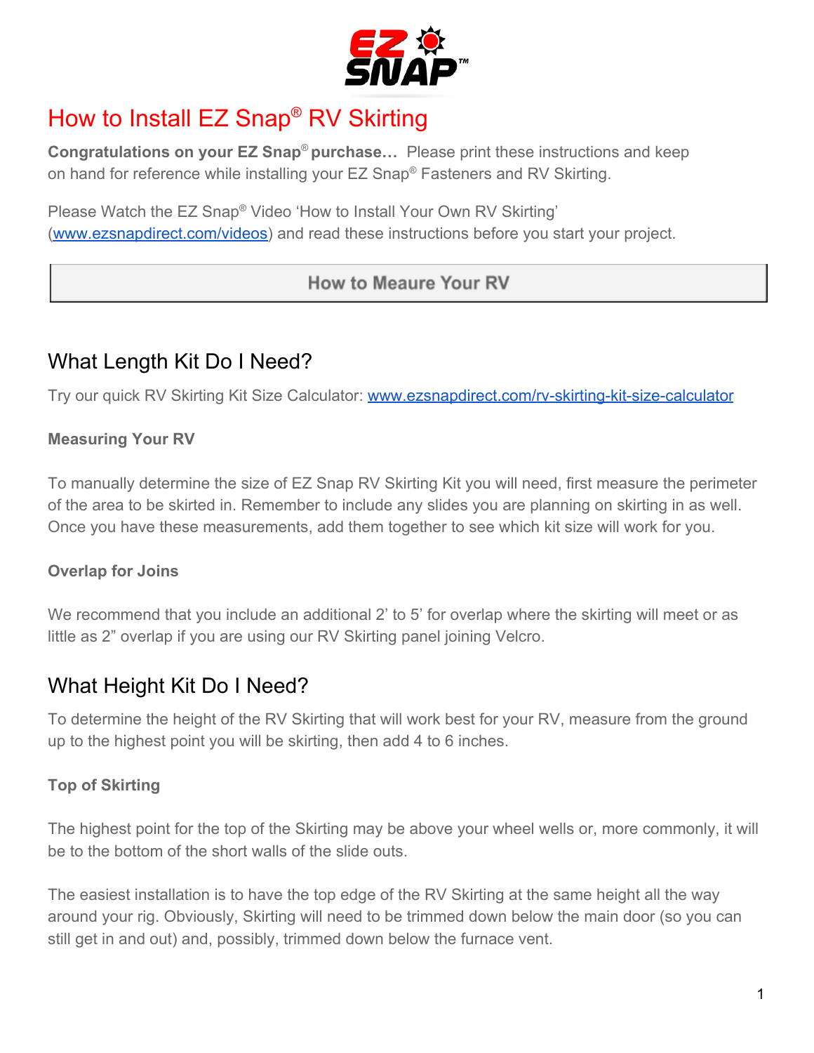# How to Install EZ Snap® RV Skirting

**Congratulations on your EZ Snap® purchase…** Please print these instructions and keep on hand for reference while installing your EZ Snap® Fasteners and RV Skirting.

Please Watch the EZ Snap® Video 'How to Install Your Own RV Skirting' ([www.ezsnapdirect.com/videos](http://www.ezsnapdirect.com/videos)) and read these instructions before you start your project.

## How to Meaure Your RV

## What Length Kit Do I Need?

Try our quick RV Skirting Kit Size Calculator: [www.ezsnapdirect.com/rv-skirting-kit-size-calculator](http://www.ezsnapdirect.com/rv-skirting-kit-size-calculator)

### Measuring Your RV

To manually determine the size of EZ Snap RV Skirting Kit you will need, first measure the perimeter of the area to be skirted in. Remember to include any slides you are planning on skirting in as well. Once you have these measurements, add them together to see which kit size will work for you.

### Overlap for Joins

We recommend that you include an additional 2' to 5' for overlap where the skirting will meet or as little as 2" overlap if you are using our RV Skirting panel joining Velcro.

## What Height Kit Do I Need?

To determine the height of the RV Skirting that will work best for your RV, measure from the ground up to the highest point you will be skirting, then add 4 to 6 inches.

### Top of Skirting

The highest point for the top of the Skirting may be above your wheel wells or, more commonly, it will be to the bottom of the short walls of the slide outs.

The easiest installation is to have the top edge of the RV Skirting at the same height all the way around your rig. Obviously, Skirting will need to be trimmed down below the main door (so you can still get in and out) and, possibly, trimmed down below the furnace vent.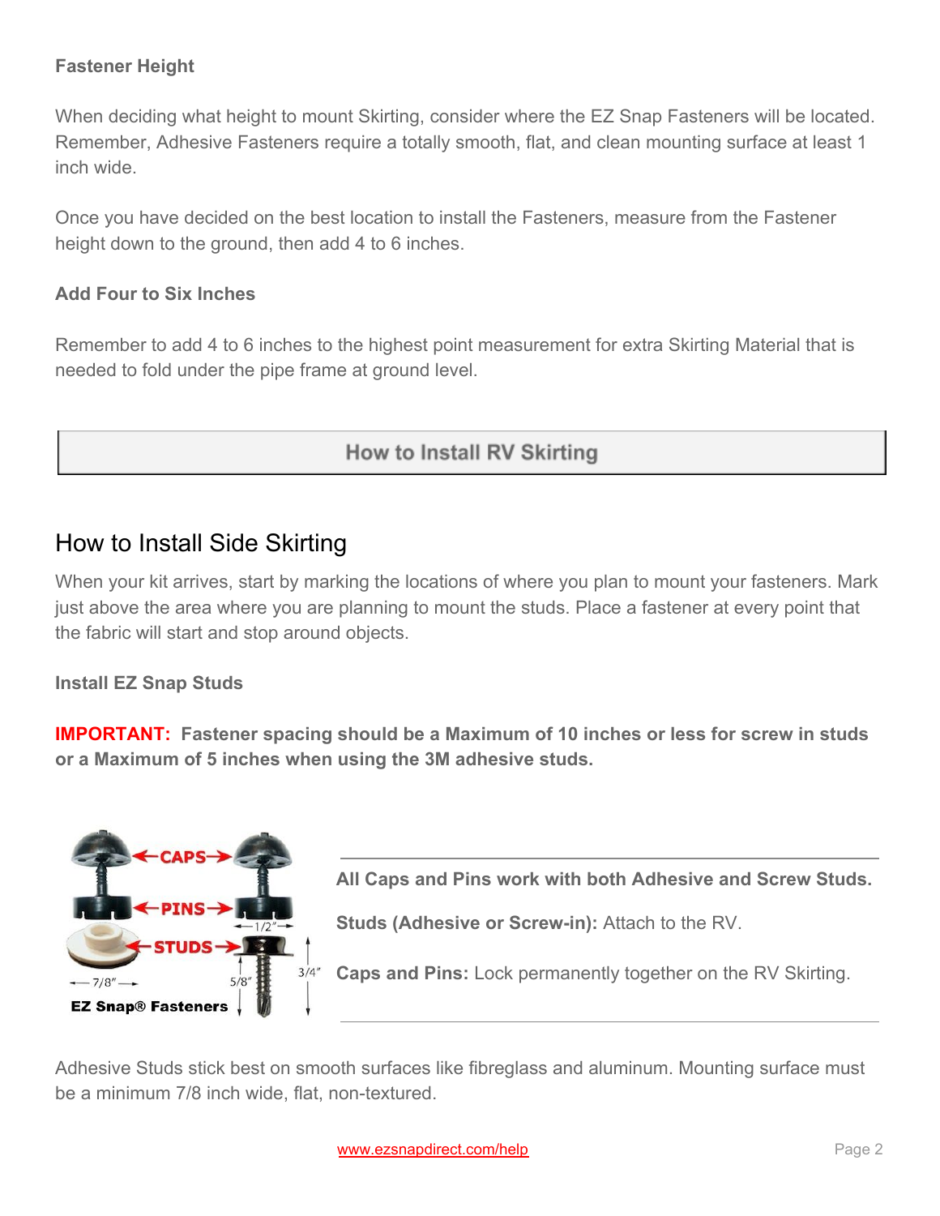**Fastener Height**

When deciding what height to mount Skirting, consider where the EZ Snap Fasteners will be located. Remember, Adhesive Fasteners require a totally smooth, flat, and clean mounting surface at least 1 inch wide.

Once you have decided on the best location to install the Fasteners, measure from the Fastener height down to the ground, then add 4 to 6 inches.

**Add Four to Six Inches**

Remember to add 4 to 6 inches to the highest point measurement for extra Skirting Material that is needed to fold under the pipe frame at ground level.

## How to Install RV Skirting

## How to Install Side Skirting

When your kit arrives, start by marking the locations of where you plan to mount your fasteners. Mark just above the area where you are planning to mount the studs. Place a fastener at every point that the fabric will start and stop around objects.

**Install EZ Snap Studs**

**IMPORTANT: Fastener spacing should be a Maximum of 10 inches or less for screw in studs or a Maximum of 5 inches when using the 3M adhesive studs.**

**All Caps and Pins work with both Adhesive and Screw Studs.**

**Studs (Adhesive or Screw-in):** Attach to the RV.

**Caps and Pins:** Lock permanently together on the RV Skirting.

Adhesive Studs stick best on smooth surfaces like fibreglass and aluminum. Mounting surface must be a minimum 7/8 inch wide, flat, non-textured.

www.ezsnapdirect.com/help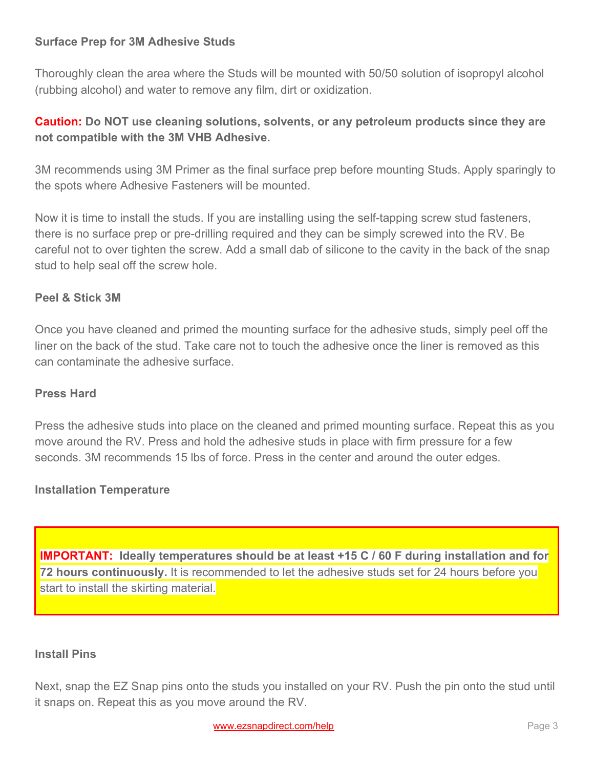### Surface Prep for 3M Adhesive Studs

Thoroughly clean the area where the Studs will be mounted with 50/50 solution of isopropyl alcohol (rubbing alcohol) and water to remove any film, dirt or oxidization.

**Caution: Do NOT use cleaning solutions, solvents, or any petroleum products since they are not compatible with the 3M VHB Adhesive.**

3M recommends using 3M Primer as the final surface prep before mounting Studs. Apply sparingly to the spots where Adhesive Fasteners will be mounted.

Now it is time to install the studs. If you are installing using the self-tapping screw stud fasteners, there is no surface prep or pre-drilling required and they can be simply screwed into the RV. Be careful not to over tighten the screw. Add a small dab of silicone to the cavity in the back of the snap stud to help seal off the screw hole.

### Peel & Stick 3M

Once you have cleaned and primed the mounting surface for the adhesive studs, simply peel off the liner on the back of the stud. Take care not to touch the adhesive once the liner is removed as this can contaminate the adhesive surface.

### Press Hard

Press the adhesive studs into place on the cleaned and primed mounting surface. Repeat this as you move around the RV. Press and hold the adhesive studs in place with firm pressure for a few seconds. 3M recommends 15 lbs of force. Press in the center and around the outer edges.

### Installation Temperature

**IMPORTANT: Ideally temperatures should be at least +15 C / 60 F during installation and for 72 hours continuously.** It is recommended to let the adhesive studs set for 24 hours before you start to install the skirting material.

### Install Pins

Next, snap the EZ Snap pins onto the studs you installed on your RV. Push the pin onto the stud until it snaps on. Repeat this as you move around the RV.

www.ezsnapdirect.com/help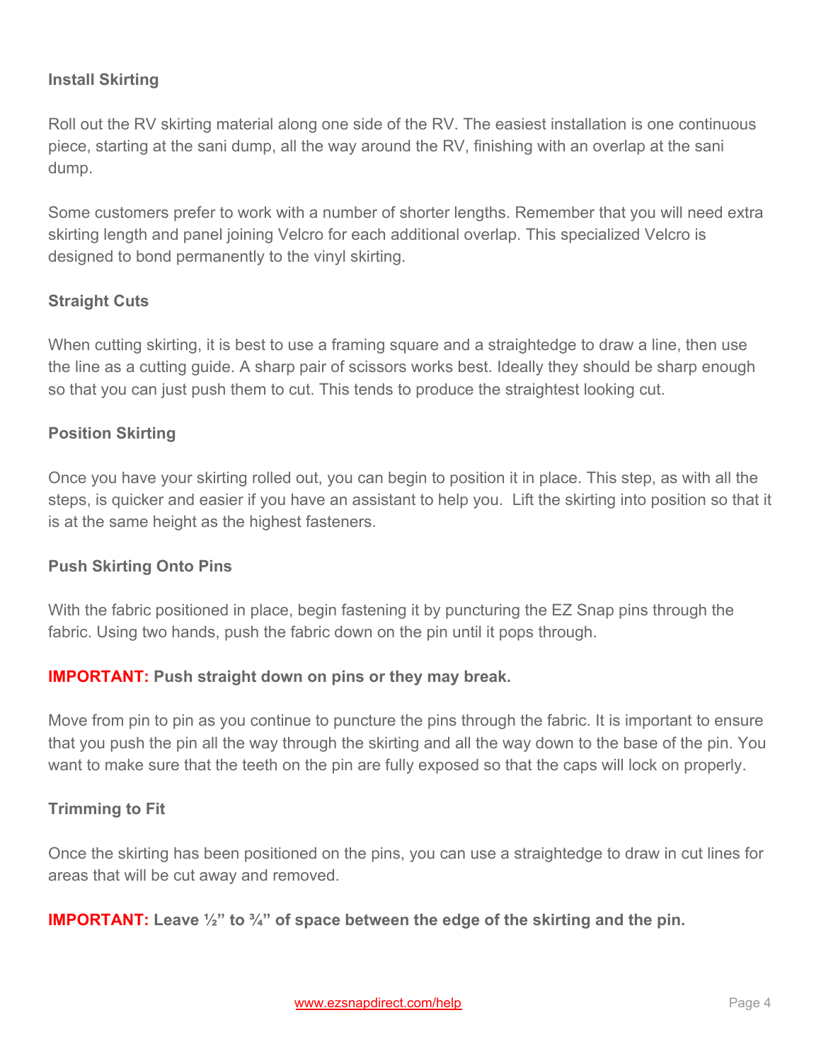## Install Skirting

Roll out the RV skirting material along one side of the RV. The easiest installation is one continuous piece, starting at the sani dump, all the way around the RV, finishing with an overlap at the sani dump.

Some customers prefer to work with a number of shorter lengths. Remember that you will need extra skirting length and panel joining Velcro for each additional overlap. This specialized Velcro is designed to bond permanently to the vinyl skirting.

## Straight Cuts

When cutting skirting, it is best to use a framing square and a straightedge to draw a line, then use the line as a cutting guide. A sharp pair of scissors works best. Ideally they should be sharp enough so that you can just push them to cut. This tends to produce the straightest looking cut.

## Position Skirting

Once you have your skirting rolled out, you can begin to position it in place. This step, as with all the steps, is quicker and easier if you have an assistant to help you. Lift the skirting into position so that it is at the same height as the highest fasteners.

## Push Skirting Onto Pins

With the fabric positioned in place, begin fastening it by puncturing the EZ Snap pins through the fabric. Using two hands, push the fabric down on the pin until it pops through.

**IMPORTANT: Push straight down on pins or they may break.**

Move from pin to pin as you continue to puncture the pins through the fabric. It is important to ensure that you push the pin all the way through the skirting and all the way down to the base of the pin. You want to make sure that the teeth on the pin are fully exposed so that the caps will lock on properly.

## Trimming to Fit

Once the skirting has been positioned on the pins, you can use a straightedge to draw in cut lines for areas that will be cut away and removed.

**IMPORTANT: Leave ½" to ¾" of space between the edge of the skirting and the pin.**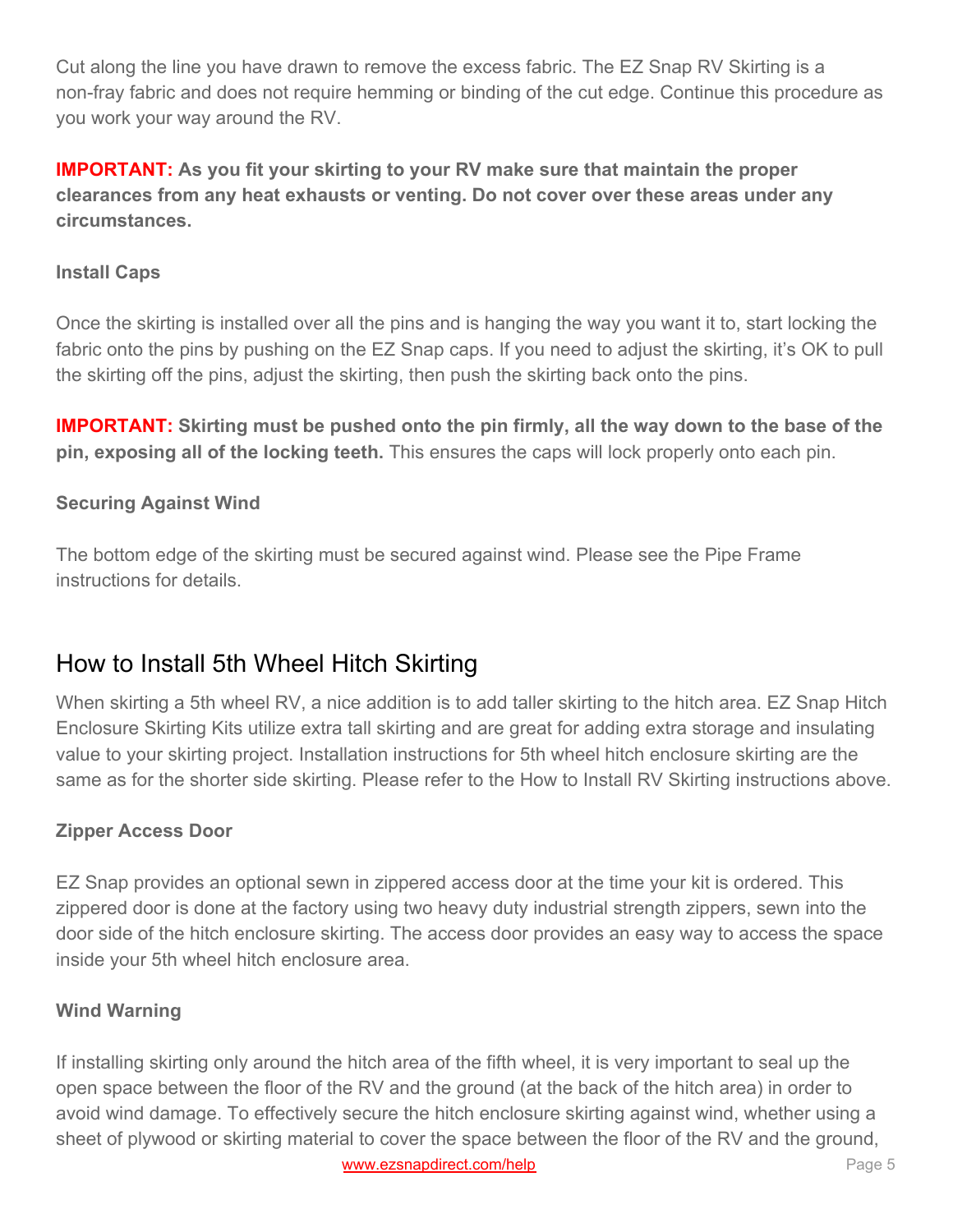Cut along the line you have drawn to remove the excess fabric. The EZ Snap RV Skirting is a non-fray fabric and does not require hemming or binding of the cut edge. Continue this procedure as you work your way around the RV.

**IMPORTANT: As you fit your skirting to your RV make sure that maintain the proper clearances from any heat exhausts or venting. Do not cover over these areas under any circumstances.**

#### Install Caps

Once the skirting is installed over all the pins and is hanging the way you want it to, start locking the fabric onto the pins by pushing on the EZ Snap caps. If you need to adjust the skirting, it's OK to pull the skirting off the pins, adjust the skirting, then push the skirting back onto the pins.

**IMPORTANT: Skirting must be pushed onto the pin firmly, all the way down to the base of the pin, exposing all of the locking teeth.** This ensures the caps will lock properly onto each pin.

#### Securing Against Wind

The bottom edge of the skirting must be secured against wind. Please see the Pipe Frame instructions for details.

## How to Install 5th Wheel Hitch Skirting

When skirting a 5th wheel RV, a nice addition is to add taller skirting to the hitch area. EZ Snap Hitch Enclosure Skirting Kits utilize extra tall skirting and are great for adding extra storage and insulating value to your skirting project. Installation instructions for 5th wheel hitch enclosure skirting are the same as for the shorter side skirting. Please refer to the How to Install RV Skirting instructions above.

#### Zipper Access Door

EZ Snap provides an optional sewn in zippered access door at the time your kit is ordered. This zippered door is done at the factory using two heavy duty industrial strength zippers, sewn into the door side of the hitch enclosure skirting. The access door provides an easy way to access the space inside your 5th wheel hitch enclosure area.

#### Wind Warning

If installing skirting only around the hitch area of the fifth wheel, it is very important to seal up the open space between the floor of the RV and the ground (at the back of the hitch area) in order to avoid wind damage. To effectively secure the hitch enclosure skirting against wind, whether using a sheet of plywood or skirting material to cover the space between the floor of the RV and the ground,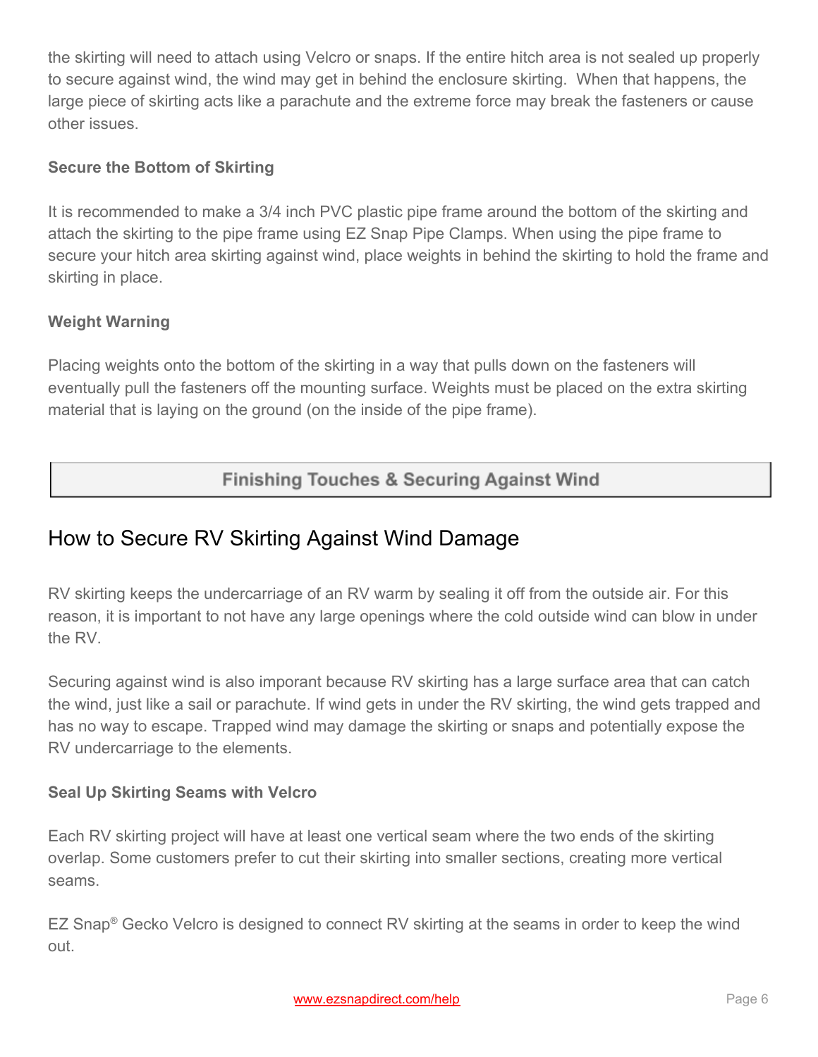the skirting will need to attach using Velcro or snaps. If the entire hitch area is not sealed up properly to secure against wind, the wind may get in behind the enclosure skirting. When that happens, the large piece of skirting acts like a parachute and the extreme force may break the fasteners or cause other issues.

**Secure the Bottom of Skirting**

It is recommended to make a 3/4 inch PVC plastic pipe frame around the bottom of the skirting and attach the skirting to the pipe frame using EZ Snap Pipe Clamps. When using the pipe frame to secure your hitch area skirting against wind, place weights in behind the skirting to hold the frame and skirting in place.

**Weight Warning**

Placing weights onto the bottom of the skirting in a way that pulls down on the fasteners will eventually pull the fasteners off the mounting surface. Weights must be placed on the extra skirting material that is laying on the ground (on the inside of the pipe frame).

**Finishing Touches & Securing Against Wind**

## How to Secure RV Skirting Against Wind Damage

RV skirting keeps the undercarriage of an RV warm by sealing it off from the outside air. For this reason, it is important to not have any large openings where the cold outside wind can blow in under the RV.

Securing against wind is also imporant because RV skirting has a large surface area that can catch the wind, just like a sail or parachute. If wind gets in under the RV skirting, the wind gets trapped and has no way to escape. Trapped wind may damage the skirting or snaps and potentially expose the RV undercarriage to the elements.

**Seal Up Skirting Seams with Velcro**

Each RV skirting project will have at least one vertical seam where the two ends of the skirting overlap. Some customers prefer to cut their skirting into smaller sections, creating more vertical seams.

EZ Snap® Gecko Velcro is designed to connect RV skirting at the seams in order to keep the wind out.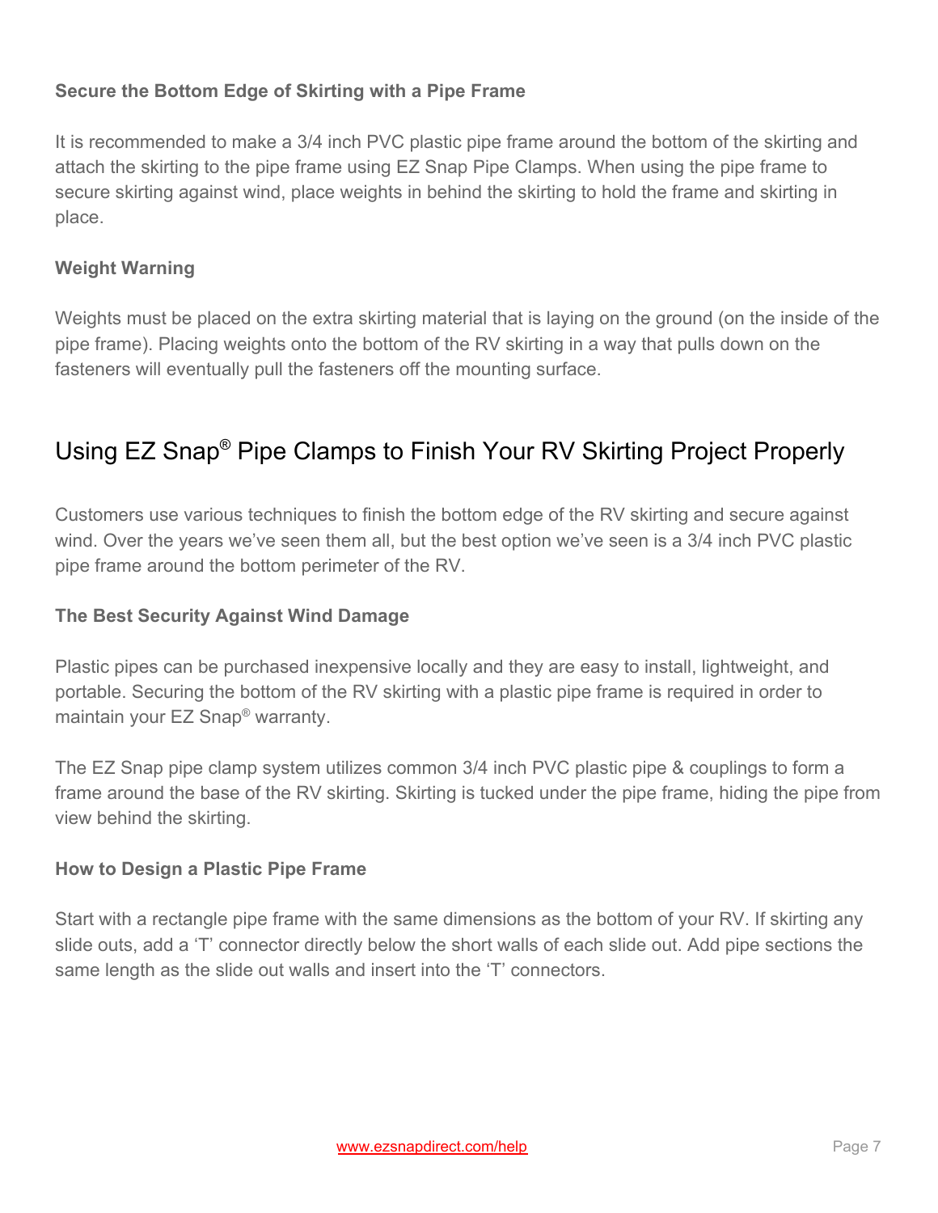### Secure the Bottom Edge of Skirting with a Pipe Frame

It is recommended to make a 3/4 inch PVC plastic pipe frame around the bottom of the skirting and attach the skirting to the pipe frame using EZ Snap Pipe Clamps. When using the pipe frame to secure skirting against wind, place weights in behind the skirting to hold the frame and skirting in place.

### Weight Warning

Weights must be placed on the extra skirting material that is laying on the ground (on the inside of the pipe frame). Placing weights onto the bottom of the RV skirting in a way that pulls down on the fasteners will eventually pull the fasteners off the mounting surface.

## Using EZ Snap® Pipe Clamps to Finish Your RV Skirting Project Properly

Customers use various techniques to finish the bottom edge of the RV skirting and secure against wind. Over the years we've seen them all, but the best option we've seen is a 3/4 inch PVC plastic pipe frame around the bottom perimeter of the RV.

### The Best Security Against Wind Damage

Plastic pipes can be purchased inexpensive locally and they are easy to install, lightweight, and portable. Securing the bottom of the RV skirting with a plastic pipe frame is required in order to maintain your EZ Snap® warranty.

The EZ Snap pipe clamp system utilizes common 3/4 inch PVC plastic pipe & couplings to form a frame around the base of the RV skirting. Skirting is tucked under the pipe frame, hiding the pipe from view behind the skirting.

### How to Design a Plastic Pipe Frame

Start with a rectangle pipe frame with the same dimensions as the bottom of your RV. If skirting any slide outs, add a 'T' connector directly below the short walls of each slide out. Add pipe sections the same length as the slide out walls and insert into the 'T' connectors.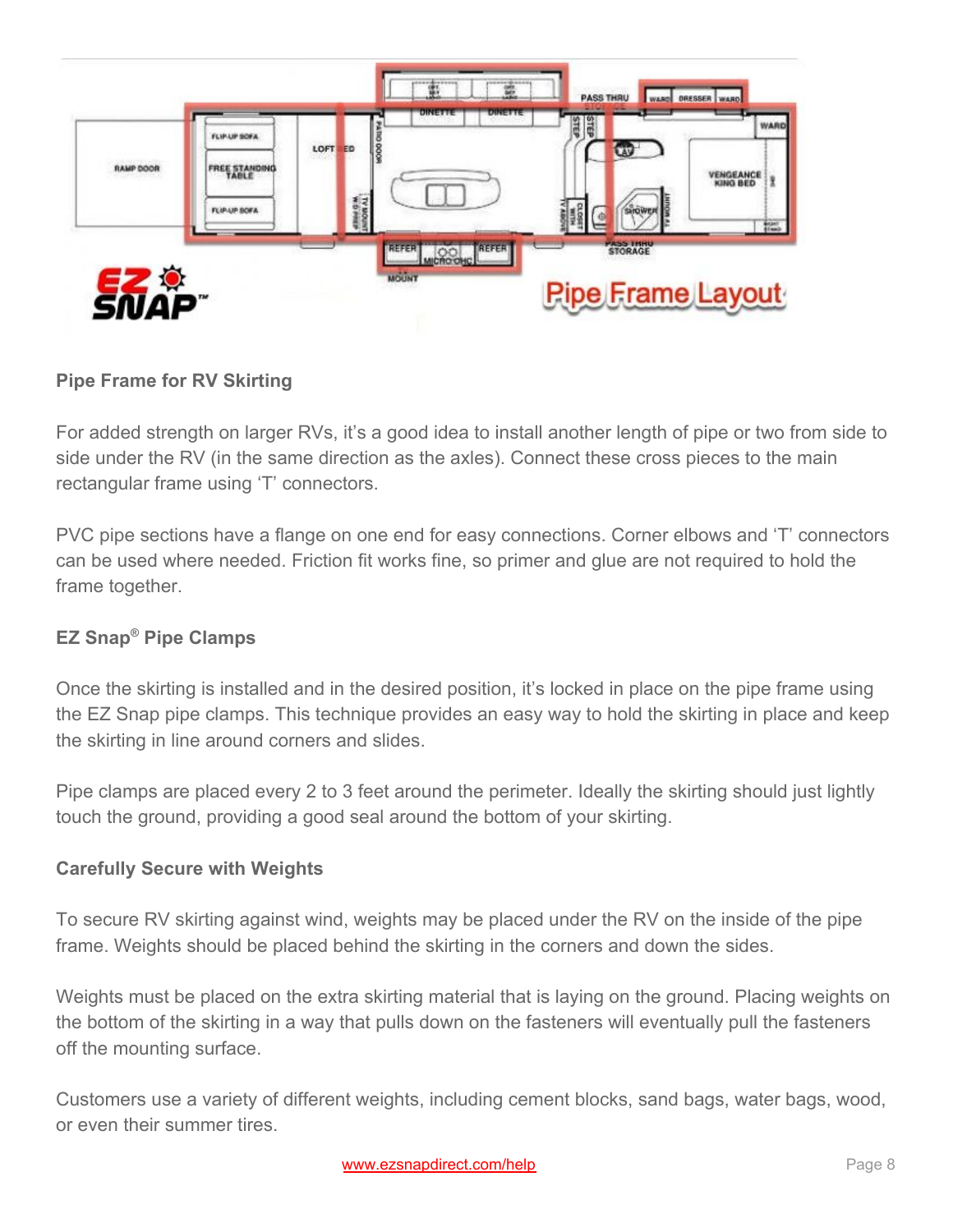## Pipe Frame for RV Skirting

For added strength on larger RVs, it's a good idea to install another length of pipe or two from side to side under the RV (in the same direction as the axles). Connect these cross pieces to the main rectangular frame using 'T' connectors.

PVC pipe sections have a flange on one end for easy connections. Corner elbows and 'T' connectors can be used where needed. Friction fit works fine, so primer and glue are not required to hold the frame together.

## EZ Snap® Pipe Clamps

Once the skirting is installed and in the desired position, it's locked in place on the pipe frame using the EZ Snap pipe clamps. This technique provides an easy way to hold the skirting in place and keep the skirting in line around corners and slides.

Pipe clamps are placed every 2 to 3 feet around the perimeter. Ideally the skirting should just lightly touch the ground, providing a good seal around the bottom of your skirting.

## Carefully Secure with Weights

To secure RV skirting against wind, weights may be placed under the RV on the inside of the pipe frame. Weights should be placed behind the skirting in the corners and down the sides.

Weights must be placed on the extra skirting material that is laying on the ground. Placing weights on the bottom of the skirting in a way that pulls down on the fasteners will eventually pull the fasteners off the mounting surface.

Customers use a variety of different weights, including cement blocks, sand bags, water bags, wood, or even their summer tires.

www.ezsnapdirect.com/help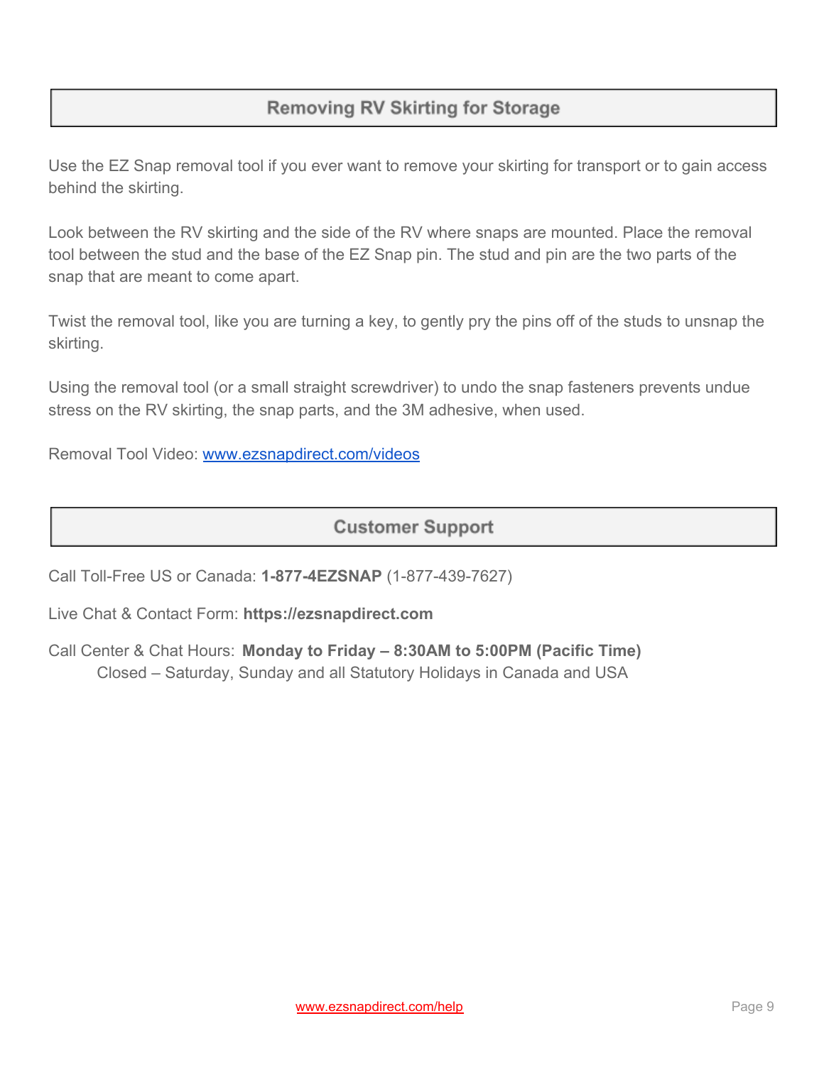## Removing RV Skirting for Storage

Use the EZ Snap removal tool if you ever want to remove your skirting for transport or to gain access behind the skirting.

Look between the RV skirting and the side of the RV where snaps are mounted. Place the removal tool between the stud and the base of the EZ Snap pin. The stud and pin are the two parts of the snap that are meant to come apart.

Twist the removal tool, like you are turning a key, to gently pry the pins off of the studs to unsnap the skirting.

Using the removal tool (or a small straight screwdriver) to undo the snap fasteners prevents undue stress on the RV skirting, the snap parts, and the 3M adhesive, when used.

Removal Tool Video: www.ezsnapdirect.com/videos

## Customer Support

Call Toll-Free US or Canada: **1-877-4EZSNAP** (1-877-439-7627)

Live Chat & Contact Form: **https://ezsnapdirect.com**

Call Center & Chat Hours: **Monday to Friday – 8:30AM to 5:00PM (Pacific Time)**
Closed – Saturday, Sunday and all Statutory Holidays in Canada and USA